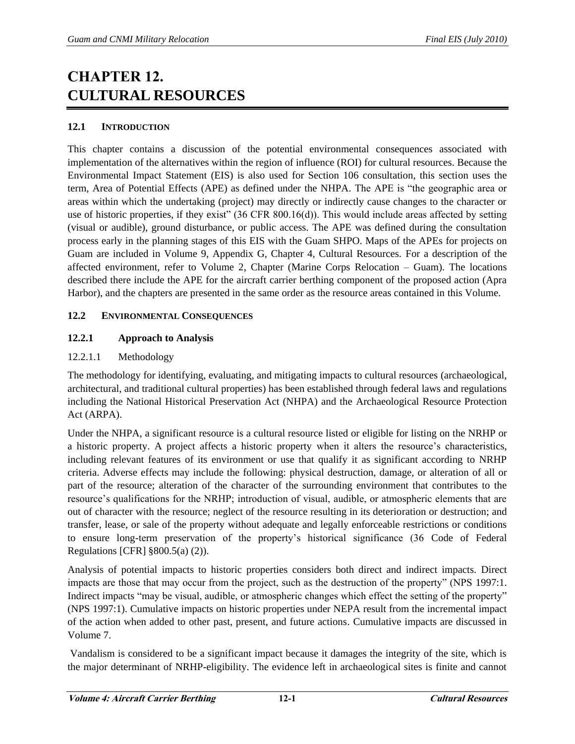# CHAPTER 12. CULTURAL RESOURCES

## 12.1 INTRODUCTION

This chapter contains a discussion of the potential environmental consequences associated with implementation of the alternatives within the region of influence (ROI) for cultural resources. Because the Environmental Impact Statement (EIS) is also used for Section 106 consultation, this section uses the term, Area of Potential Effects (APE) as defined under the NHPA. The APE is "the geographic area or areas within which the undertaking (project) may directly or indirectly cause changes to the character or use of historic properties, if they exist" (36 CFR 800.16(d)). This would include areas affected by setting (visual or audible), ground disturbance, or public access. The APE was defined during the consultation process early in the planning stages of this EIS with the Guam SHPO. Maps of the APEs for projects on Guam are included in Volume 9, Appendix G, Chapter 4, Cultural Resources. For a description of the affected environment, refer to Volume 2, Chapter (Marine Corps Relocation – Guam). The locations described there include the APE for the aircraft carrier berthing component of the proposed action (Apra Harbor), and the chapters are presented in the same order as the resource areas contained in this Volume.

## 12.2 ENVIRONMENTAL CONSEQUENCES

### 12.2.1 Approach to Analysis

#### 12.2.1.1 Methodology

The methodology for identifying, evaluating, and mitigating impacts to cultural resources (archaeological, architectural, and traditional cultural properties) has been established through federal laws and regulations including the National Historical Preservation Act (NHPA) and the Archaeological Resource Protection Act (ARPA).

Under the NHPA, a significant resource is a cultural resource listed or eligible for listing on the NRHP or a historic property. A project affects a historic property when it alters the resource's characteristics, including relevant features of its environment or use that qualify it as significant according to NRHP criteria. Adverse effects may include the following: physical destruction, damage, or alteration of all or part of the resource; alteration of the character of the surrounding environment that contributes to the resource's qualifications for the NRHP; introduction of visual, audible, or atmospheric elements that are out of character with the resource; neglect of the resource resulting in its deterioration or destruction; and transfer, lease, or sale of the property without adequate and legally enforceable restrictions or conditions to ensure long-term preservation of the property's historical significance (36 Code of Federal Regulations [CFR] §800.5(a) (2)).

Analysis of potential impacts to historic properties considers both direct and indirect impacts. Direct impacts are those that may occur from the project, such as the destruction of the property" (NPS 1997:1. Indirect impacts "may be visual, audible, or atmospheric changes which effect the setting of the property" (NPS 1997:1). Cumulative impacts on historic properties under NEPA result from the incremental impact of the action when added to other past, present, and future actions. Cumulative impacts are discussed in Volume 7.

Vandalism is considered to be a significant impact because it damages the integrity of the site, which is the major determinant of NRHP-eligibility. The evidence left in archaeological sites is finite and cannot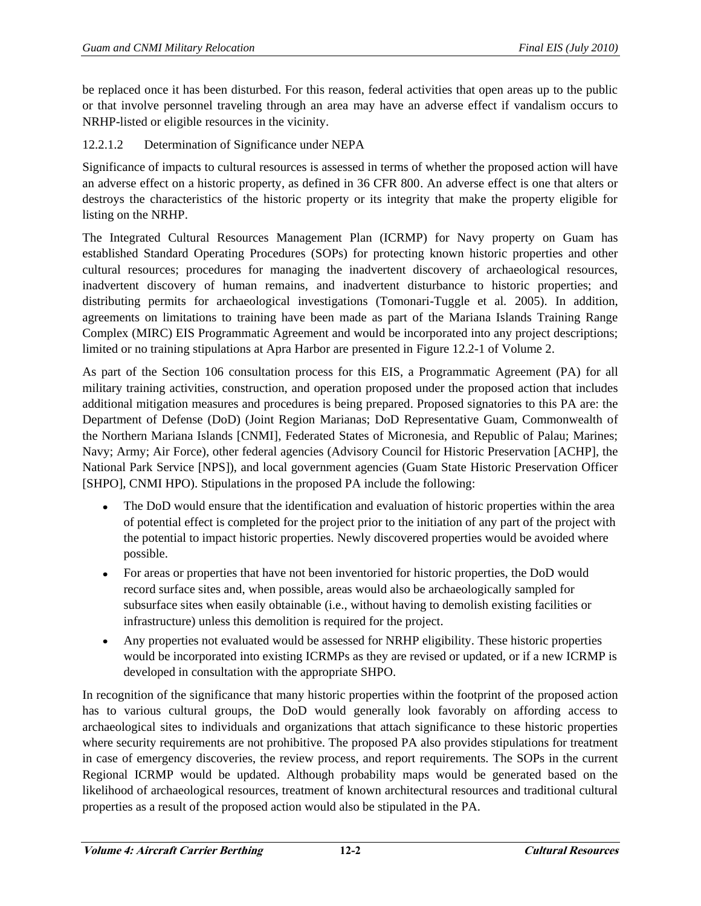be replaced once it has been disturbed. For this reason, federal activities that open areas up to the public or that involve personnel traveling through an area may have an adverse effect if vandalism occurs to NRHP-listed or eligible resources in the vicinity.

#### 12.2.1.2 Determination of Significance under NEPA

Significance of impacts to cultural resources is assessed in terms of whether the proposed action will have an adverse effect on a historic property, as defined in 36 CFR 800. An adverse effect is one that alters or destroys the characteristics of the historic property or its integrity that make the property eligible for listing on the NRHP.

The Integrated Cultural Resources Management Plan (ICRMP) for Navy property on Guam has established Standard Operating Procedures (SOPs) for protecting known historic properties and other cultural resources; procedures for managing the inadvertent discovery of archaeological resources, inadvertent discovery of human remains, and inadvertent disturbance to historic properties; and distributing permits for archaeological investigations (Tomonari-Tuggle et al. 2005). In addition, agreements on limitations to training have been made as part of the Mariana Islands Training Range Complex (MIRC) EIS Programmatic Agreement and would be incorporated into any project descriptions; limited or no training stipulations at Apra Harbor are presented in Figure 12.2-1 of Volume 2.

As part of the Section 106 consultation process for this EIS, a Programmatic Agreement (PA) for all military training activities, construction, and operation proposed under the proposed action that includes additional mitigation measures and procedures is being prepared. Proposed signatories to this PA are: the Department of Defense (DoD) (Joint Region Marianas; DoD Representative Guam, Commonwealth of the Northern Mariana Islands [CNMI], Federated States of Micronesia, and Republic of Palau; Marines; Navy; Army; Air Force), other federal agencies (Advisory Council for Historic Preservation [ACHP], the National Park Service [NPS]), and local government agencies (Guam State Historic Preservation Officer [SHPO], CNMI HPO). Stipulations in the proposed PA include the following:

- The DoD would ensure that the identification and evaluation of historic properties within the area of potential effect is completed for the project prior to the initiation of any part of the project with the potential to impact historic properties. Newly discovered properties would be avoided where possible.
- For areas or properties that have not been inventoried for historic properties, the DoD would record surface sites and, when possible, areas would also be archaeologically sampled for subsurface sites when easily obtainable (i.e., without having to demolish existing facilities or infrastructure) unless this demolition is required for the project.
- Any properties not evaluated would be assessed for NRHP eligibility. These historic properties would be incorporated into existing ICRMPs as they are revised or updated, or if a new ICRMP is developed in consultation with the appropriate SHPO.

In recognition of the significance that many historic properties within the footprint of the proposed action has to various cultural groups, the DoD would generally look favorably on affording access to archaeological sites to individuals and organizations that attach significance to these historic properties where security requirements are not prohibitive. The proposed PA also provides stipulations for treatment in case of emergency discoveries, the review process, and report requirements. The SOPs in the current Regional ICRMP would be updated. Although probability maps would be generated based on the likelihood of archaeological resources, treatment of known architectural resources and traditional cultural properties as a result of the proposed action would also be stipulated in the PA.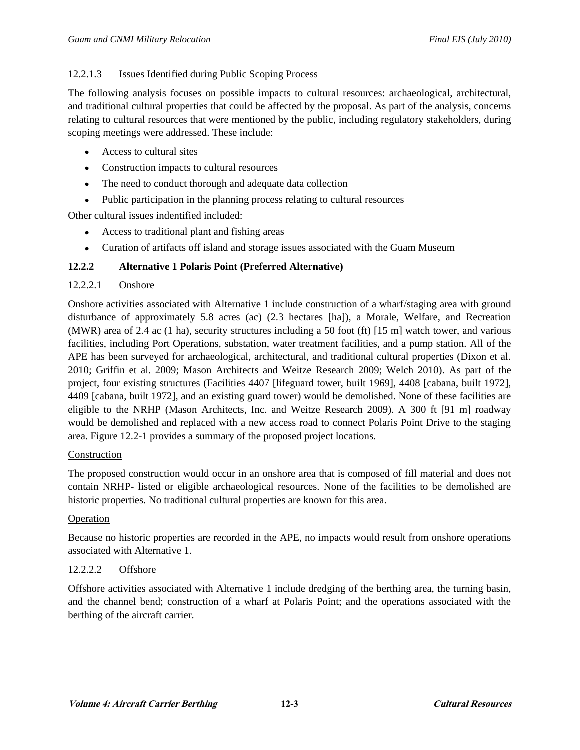#### 12.2.1.3 Issues Identified during Public Scoping Process

The following analysis focuses on possible impacts to cultural resources: archaeological, architectural, and traditional cultural properties that could be affected by the proposal. As part of the analysis, concerns relating to cultural resources that were mentioned by the public, including regulatory stakeholders, during scoping meetings were addressed. These include:

- Access to cultural sites
- Construction impacts to cultural resources
- The need to conduct thorough and adequate data collection
- Public participation in the planning process relating to cultural resources

Other cultural issues indentified included:

- Access to traditional plant and fishing areas
- Curation of artifacts off island and storage issues associated with the Guam Museum

### 12.2.2 Alternative 1 Polaris Point (Preferred Alternative)

#### 12.2.2.1 Onshore

Onshore activities associated with Alternative 1 include construction of a wharf/staging area with ground disturbance of approximately 5.8 acres (ac) (2.3 hectares [ha]), a Morale, Welfare, and Recreation (MWR) area of 2.4 ac (1 ha), security structures including a 50 foot (ft) [15 m] watch tower, and various facilities, including Port Operations, substation, water treatment facilities, and a pump station. All of the APE has been surveyed for archaeological, architectural, and traditional cultural properties (Dixon et al. 2010; Griffin et al. 2009; Mason Architects and Weitze Research 2009; Welch 2010). As part of the project, four existing structures (Facilities 4407 [lifeguard tower, built 1969], 4408 [cabana, built 1972], 4409 [cabana, built 1972], and an existing guard tower) would be demolished. None of these facilities are eligible to the NRHP (Mason Architects, Inc. and Weitze Research 2009). A 300 ft [91 m] roadway would be demolished and replaced with a new access road to connect Polaris Point Drive to the staging area. Figure 12.2-1 provides a summary of the proposed project locations.

Construction

The proposed construction would occur in an onshore area that is composed of fill material and does not contain NRHP- listed or eligible archaeological resources. None of the facilities to be demolished are historic properties. No traditional cultural properties are known for this area.

Operation

Because no historic properties are recorded in the APE, no impacts would result from onshore operations associated with Alternative 1.

#### 12.2.2.2 Offshore

Offshore activities associated with Alternative 1 include dredging of the berthing area, the turning basin, and the channel bend; construction of a wharf at Polaris Point; and the operations associated with the berthing of the aircraft carrier.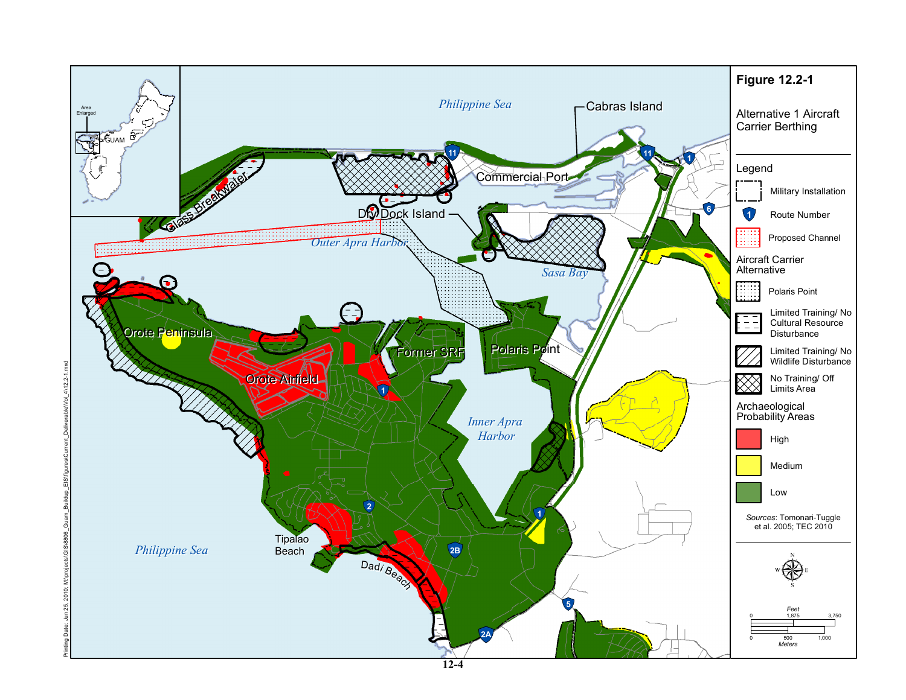**Figure 12.2-1**

**Alternative 1 Aircraft Carrier Berthing**

Legend

- Military Installation
- Route Number
- Proposed Channel

Aircraft Carrier Alternative

- Polaris Point
- Limited Training/ No Cultural Resource Disturbance
- Limited Training/ No Wildlife Disturbance
- No Training/ Off Limits Area

Archaeological Probability Areas

- High
- Medium
- Low

*Sources*: Tomonari-Tuggle et al. 2005; TEC 2010

Philippine Sea, Cabras Island, Commercial Port, Glass Breakwater, Dry Dock Island, Outer Apra Harbor, Sasa Bay, Orote Peninsula, Orote Airfield, Former SRF, Polaris Point, Inner Apra Harbor, Tipalao Beach, Dadi Beach, Philippine Sea

Feet: 0, 1,875, 3,750
Meters: 0, 500, 1,000

Printing Date: Jun 25, 2010; M:\projects\GIS\8806_Guam_Buildup_EIS\figures\Current_Deliverable\Vol_4\12.2-1.mxd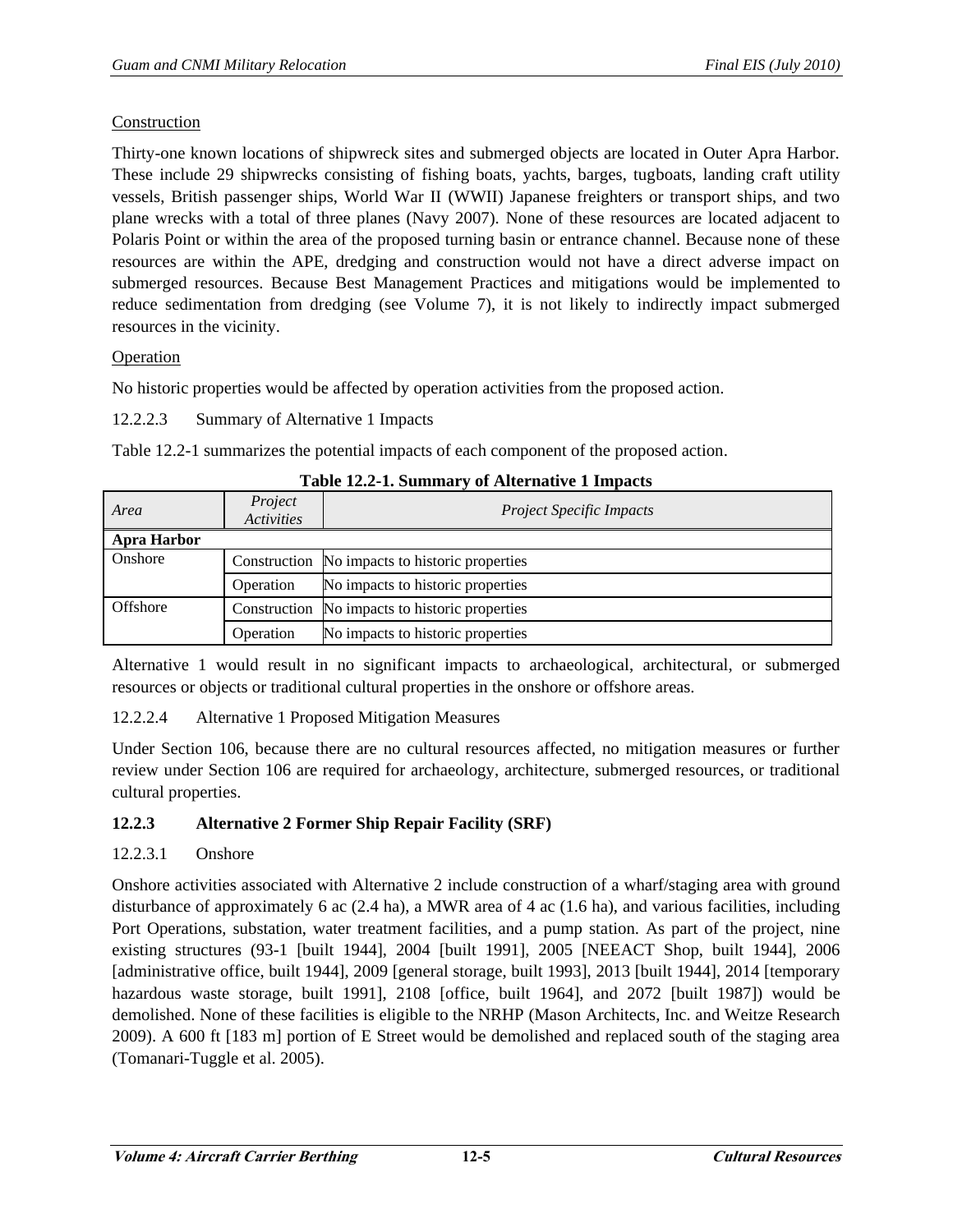Construction

Thirty-one known locations of shipwreck sites and submerged objects are located in Outer Apra Harbor. These include 29 shipwrecks consisting of fishing boats, yachts, barges, tugboats, landing craft utility vessels, British passenger ships, World War II (WWII) Japanese freighters or transport ships, and two plane wrecks with a total of three planes (Navy 2007). None of these resources are located adjacent to Polaris Point or within the area of the proposed turning basin or entrance channel. Because none of these resources are within the APE, dredging and construction would not have a direct adverse impact on submerged resources. Because Best Management Practices and mitigations would be implemented to reduce sedimentation from dredging (see Volume 7), it is not likely to indirectly impact submerged resources in the vicinity.

Operation

No historic properties would be affected by operation activities from the proposed action.

12.2.2.3 Summary of Alternative 1 Impacts

Table 12.2-1 summarizes the potential impacts of each component of the proposed action.

**Table 12.2-1. Summary of Alternative 1 Impacts**

| *Area* | *Project Activities* | *Project Specific Impacts* |
|---|---|---|
| **Apra Harbor** | | |
| Onshore | Construction | No impacts to historic properties |
| | Operation | No impacts to historic properties |
| Offshore | Construction | No impacts to historic properties |
| | Operation | No impacts to historic properties |

Alternative 1 would result in no significant impacts to archaeological, architectural, or submerged resources or objects or traditional cultural properties in the onshore or offshore areas.

12.2.2.4 Alternative 1 Proposed Mitigation Measures

Under Section 106, because there are no cultural resources affected, no mitigation measures or further review under Section 106 are required for archaeology, architecture, submerged resources, or traditional cultural properties.

### 12.2.3 Alternative 2 Former Ship Repair Facility (SRF)

12.2.3.1 Onshore

Onshore activities associated with Alternative 2 include construction of a wharf/staging area with ground disturbance of approximately 6 ac (2.4 ha), a MWR area of 4 ac (1.6 ha), and various facilities, including Port Operations, substation, water treatment facilities, and a pump station. As part of the project, nine existing structures (93-1 [built 1944], 2004 [built 1991], 2005 [NEEACT Shop, built 1944], 2006 [administrative office, built 1944], 2009 [general storage, built 1993], 2013 [built 1944], 2014 [temporary hazardous waste storage, built 1991], 2108 [office, built 1964], and 2072 [built 1987]) would be demolished. None of these facilities is eligible to the NRHP (Mason Architects, Inc. and Weitze Research 2009). A 600 ft [183 m] portion of E Street would be demolished and replaced south of the staging area (Tomanari-Tuggle et al. 2005).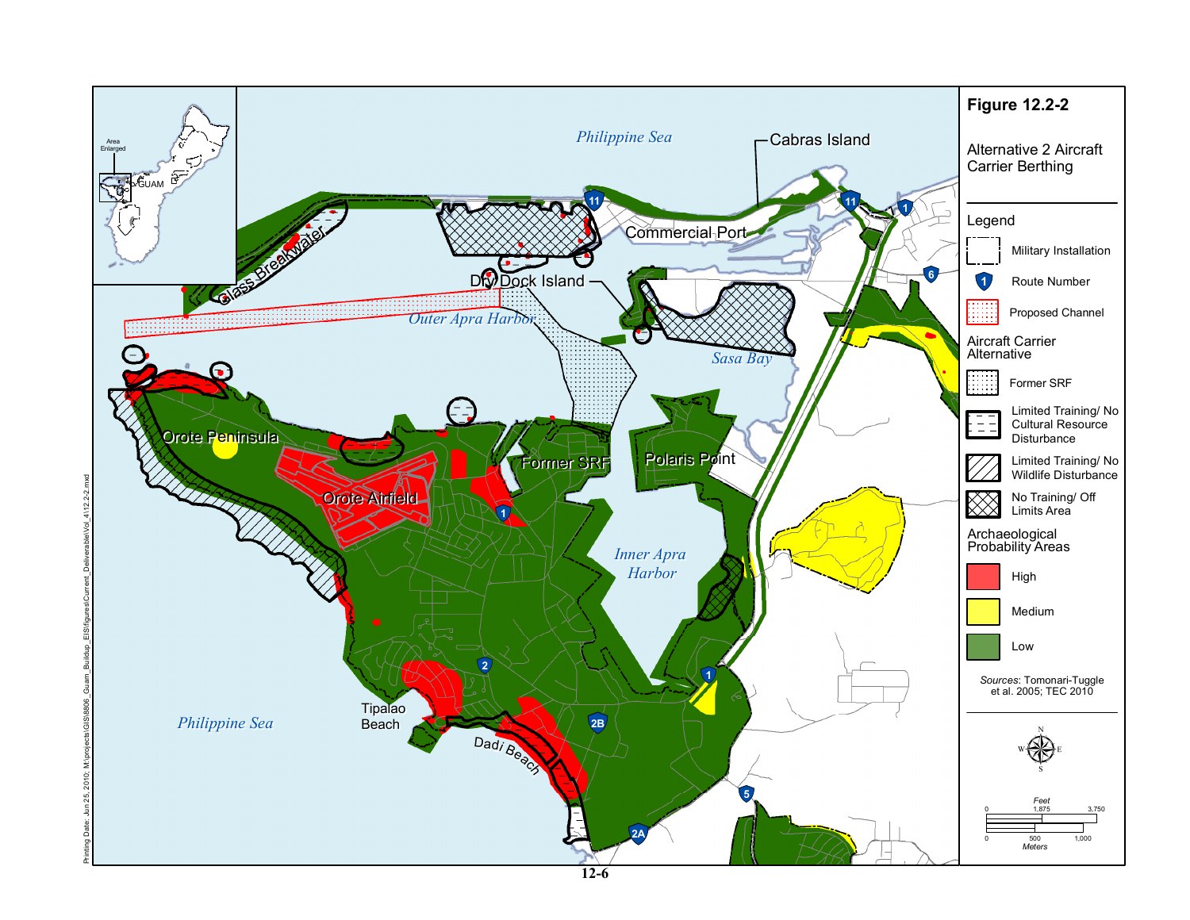**Figure 12.2-2**

Alternative 2 Aircraft Carrier Berthing

**Legend**

- Military Installation
- Route Number
- Proposed Channel

Aircraft Carrier Alternative

- Former SRF
- Limited Training/ No Cultural Resource Disturbance
- Limited Training/ No Wildlife Disturbance
- No Training/ Off Limits Area

Archaeological Probability Areas

- High
- Medium
- Low

*Sources*: Tomonari-Tuggle et al. 2005; TEC 2010

Philippine Sea · Cabras Island · Commercial Port · Glass Breakwater · Dry Dock Island · Outer Apra Harbor · Sasa Bay · Orote Peninsula · Orote Airfield · Former SRF · Polaris Point · Inner Apra Harbor · Tipalao Beach · Dadi Beach · Philippine Sea

Feet: 0, 1,875, 3,750
Meters: 0, 500, 1,000

Printing Date: Jun 25, 2010; M:\projects\GIS\8806_Guam_Buildup_EIS\figures\Current_Deliverable\Vol_4\12.2-2.mxd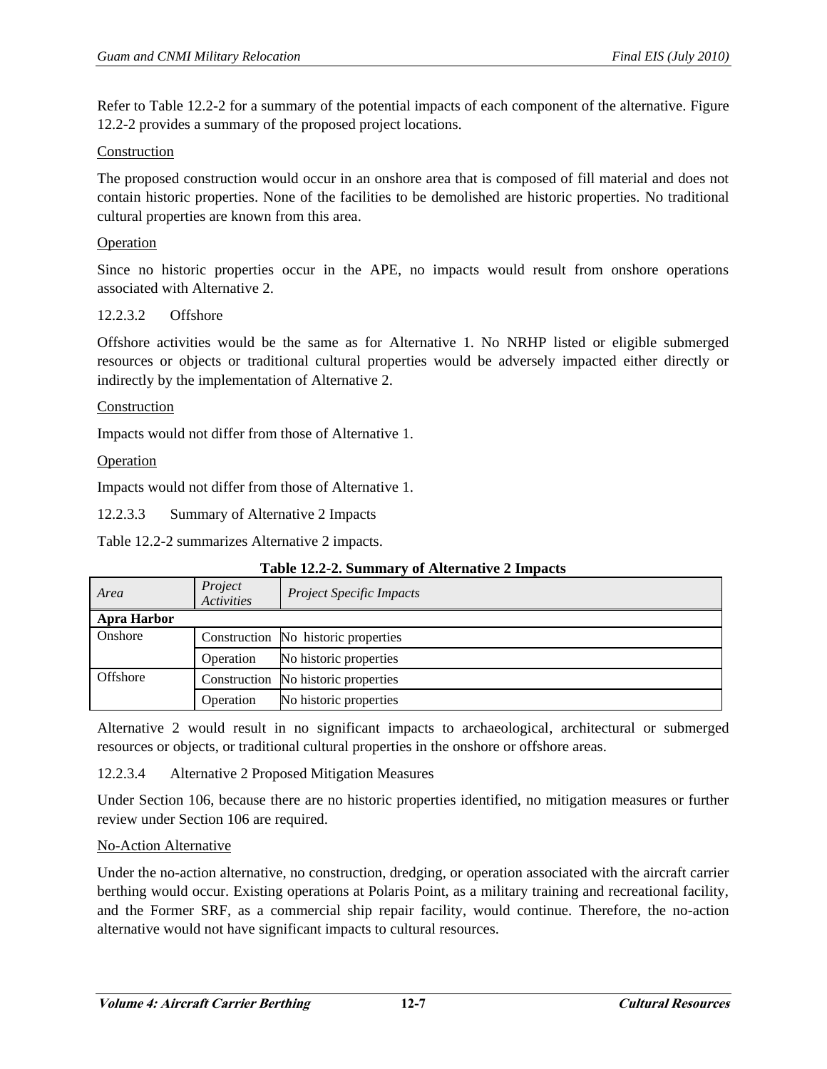Refer to Table 12.2-2 for a summary of the potential impacts of each component of the alternative. Figure 12.2-2 provides a summary of the proposed project locations.

Construction

The proposed construction would occur in an onshore area that is composed of fill material and does not contain historic properties. None of the facilities to be demolished are historic properties. No traditional cultural properties are known from this area.

Operation

Since no historic properties occur in the APE, no impacts would result from onshore operations associated with Alternative 2.

#### 12.2.3.2 Offshore

Offshore activities would be the same as for Alternative 1. No NRHP listed or eligible submerged resources or objects or traditional cultural properties would be adversely impacted either directly or indirectly by the implementation of Alternative 2.

Construction

Impacts would not differ from those of Alternative 1.

Operation

Impacts would not differ from those of Alternative 1.

#### 12.2.3.3 Summary of Alternative 2 Impacts

Table 12.2-2 summarizes Alternative 2 impacts.

**Table 12.2-2. Summary of Alternative 2 Impacts**

| *Area* | *Project Activities* | *Project Specific Impacts* |
|---|---|---|
| **Apra Harbor** | | |
| Onshore | Construction | No historic properties |
| | Operation | No historic properties |
| Offshore | Construction | No historic properties |
| | Operation | No historic properties |

Alternative 2 would result in no significant impacts to archaeological, architectural or submerged resources or objects, or traditional cultural properties in the onshore or offshore areas.

#### 12.2.3.4 Alternative 2 Proposed Mitigation Measures

Under Section 106, because there are no historic properties identified, no mitigation measures or further review under Section 106 are required.

No-Action Alternative

Under the no-action alternative, no construction, dredging, or operation associated with the aircraft carrier berthing would occur. Existing operations at Polaris Point, as a military training and recreational facility, and the Former SRF, as a commercial ship repair facility, would continue. Therefore, the no-action alternative would not have significant impacts to cultural resources.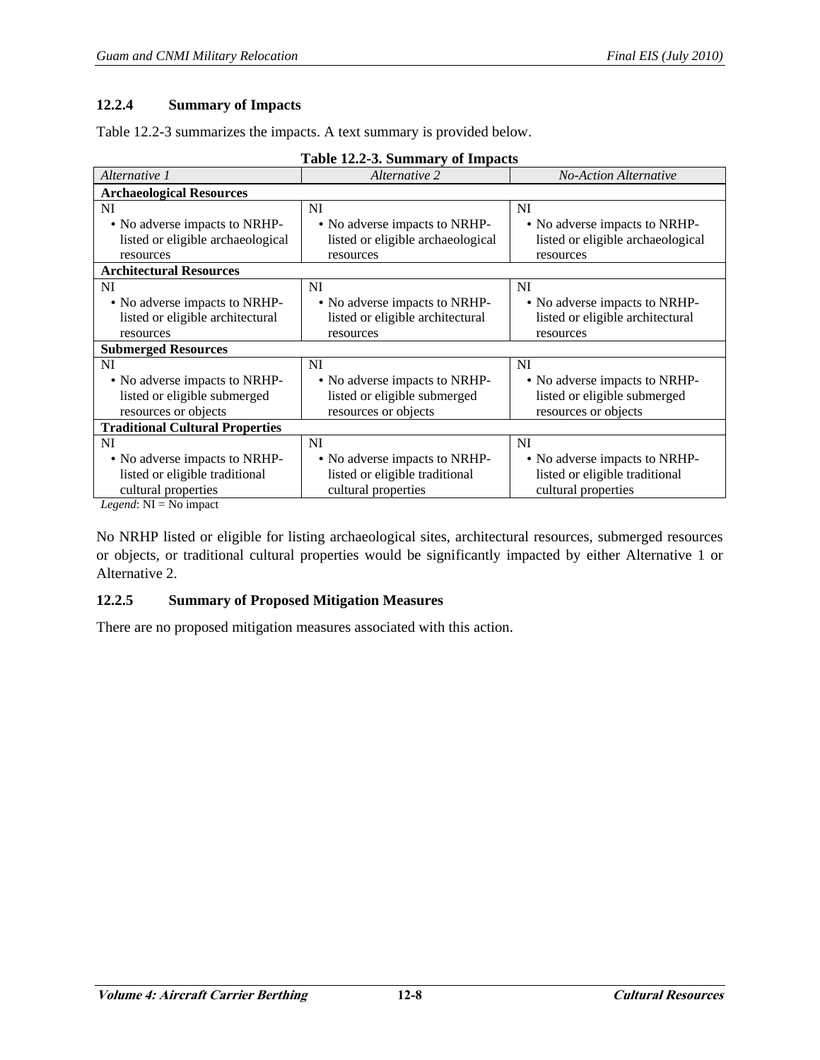### 12.2.4 Summary of Impacts

Table 12.2-3 summarizes the impacts. A text summary is provided below.

**Table 12.2-3. Summary of Impacts**

| *Alternative 1* | *Alternative 2* | *No-Action Alternative* |
|---|---|---|
| **Archaeological Resources** | | |
| NI<br>• No adverse impacts to NRHP-listed or eligible archaeological resources | NI<br>• No adverse impacts to NRHP-listed or eligible archaeological resources | NI<br>• No adverse impacts to NRHP-listed or eligible archaeological resources |
| **Architectural Resources** | | |
| NI<br>• No adverse impacts to NRHP-listed or eligible architectural resources | NI<br>• No adverse impacts to NRHP-listed or eligible architectural resources | NI<br>• No adverse impacts to NRHP-listed or eligible architectural resources |
| **Submerged Resources** | | |
| NI<br>• No adverse impacts to NRHP-listed or eligible submerged resources or objects | NI<br>• No adverse impacts to NRHP-listed or eligible submerged resources or objects | NI<br>• No adverse impacts to NRHP-listed or eligible submerged resources or objects |
| **Traditional Cultural Properties** | | |
| NI<br>• No adverse impacts to NRHP-listed or eligible traditional cultural properties | NI<br>• No adverse impacts to NRHP-listed or eligible traditional cultural properties | NI<br>• No adverse impacts to NRHP-listed or eligible traditional cultural properties |

*Legend*: NI = No impact

No NRHP listed or eligible for listing archaeological sites, architectural resources, submerged resources or objects, or traditional cultural properties would be significantly impacted by either Alternative 1 or Alternative 2.

### 12.2.5 Summary of Proposed Mitigation Measures

There are no proposed mitigation measures associated with this action.